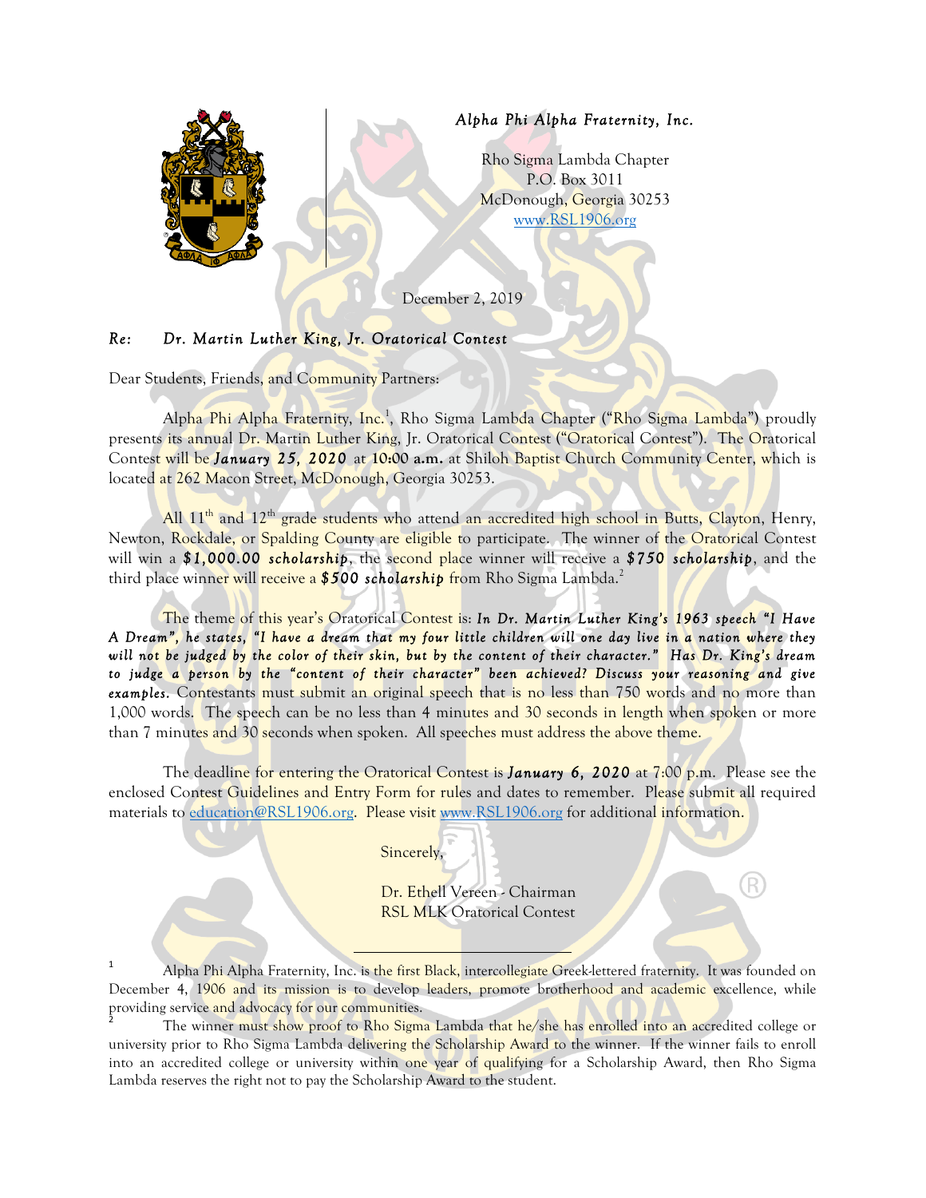*Alpha Phi Alpha Fraternity, Inc.*

Rho Sigma Lambda Chapter
P.O. Box 3011
McDonough, Georgia 30253
www.RSL1906.org

December 2, 2019

***Re: Dr. Martin Luther King, Jr. Oratorical Contest***

Dear Students, Friends, and Community Partners:

Alpha Phi Alpha Fraternity, Inc.[1], Rho Sigma Lambda Chapter ("Rho Sigma Lambda") proudly presents its annual Dr. Martin Luther King, Jr. Oratorical Contest ("Oratorical Contest"). The Oratorical Contest will be ***January 25, 2020*** at **10:00 a.m.** at Shiloh Baptist Church Community Center, which is located at 262 Macon Street, McDonough, Georgia 30253.

All 11th and 12th grade students who attend an accredited high school in Butts, Clayton, Henry, Newton, Rockdale, or Spalding County are eligible to participate. The winner of the Oratorical Contest will win a ***$1,000.00 scholarship***, the second place winner will receive a ***$750 scholarship***, and the third place winner will receive a ***$500 scholarship*** from Rho Sigma Lambda.[2]

The theme of this year's Oratorical Contest is: ***In Dr. Martin Luther King's 1963 speech "I Have A Dream", he states, "I have a dream that my four little children will one day live in a nation where they will not be judged by the color of their skin, but by the content of their character." Has Dr. King's dream to judge a person by the "content of their character" been achieved? Discuss your reasoning and give examples.*** Contestants must submit an original speech that is no less than 750 words and no more than 1,000 words. The speech can be no less than 4 minutes and 30 seconds in length when spoken or more than 7 minutes and 30 seconds when spoken. All speeches must address the above theme.

The deadline for entering the Oratorical Contest is ***January 6, 2020*** at 7:00 p.m. Please see the enclosed Contest Guidelines and Entry Form for rules and dates to remember. Please submit all required materials to education@RSL1906.org. Please visit www.RSL1906.org for additional information.

Sincerely,

Dr. Ethell Vereen - Chairman
RSL MLK Oratorical Contest

---

[1] Alpha Phi Alpha Fraternity, Inc. is the first Black, intercollegiate Greek-lettered fraternity. It was founded on December 4, 1906 and its mission is to develop leaders, promote brotherhood and academic excellence, while providing service and advocacy for our communities.

[2] The winner must show proof to Rho Sigma Lambda that he/she has enrolled into an accredited college or university prior to Rho Sigma Lambda delivering the Scholarship Award to the winner. If the winner fails to enroll into an accredited college or university within one year of qualifying for a Scholarship Award, then Rho Sigma Lambda reserves the right not to pay the Scholarship Award to the student.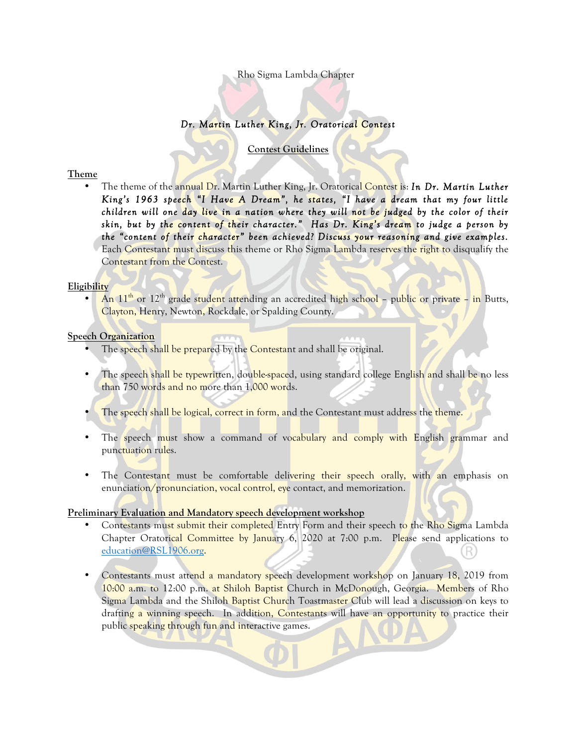Rho Sigma Lambda Chapter

## *Dr. Martin Luther King, Jr. Oratorical Contest*

### **Contest Guidelines**

**Theme**

- The theme of the annual Dr. Martin Luther King, Jr. Oratorical Contest is: ***In Dr. Martin Luther King's 1963 speech "I Have A Dream", he states, "I have a dream that my four little children will one day live in a nation where they will not be judged by the color of their skin, but by the content of their character." Has Dr. King's dream to judge a person by the "content of their character" been achieved? Discuss your reasoning and give examples.*** Each Contestant must discuss this theme or Rho Sigma Lambda reserves the right to disqualify the Contestant from the Contest.

**Eligibility**

- An 11th or 12th grade student attending an accredited high school – public or private – in Butts, Clayton, Henry, Newton, Rockdale, or Spalding County.

**Speech Organization**

- The speech shall be prepared by the Contestant and shall be original.
- The speech shall be typewritten, double-spaced, using standard college English and shall be no less than 750 words and no more than 1,000 words.
- The speech shall be logical, correct in form, and the Contestant must address the theme.
- The speech must show a command of vocabulary and comply with English grammar and punctuation rules.
- The Contestant must be comfortable delivering their speech orally, with an emphasis on enunciation/pronunciation, vocal control, eye contact, and memorization.

**Preliminary Evaluation and Mandatory speech development workshop**

- Contestants must submit their completed Entry Form and their speech to the Rho Sigma Lambda Chapter Oratorical Committee by January 6, 2020 at 7:00 p.m. Please send applications to education@RSL1906.org.
- Contestants must attend a mandatory speech development workshop on January 18, 2019 from 10:00 a.m. to 12:00 p.m. at Shiloh Baptist Church in McDonough, Georgia. Members of Rho Sigma Lambda and the Shiloh Baptist Church Toastmaster Club will lead a discussion on keys to drafting a winning speech. In addition, Contestants will have an opportunity to practice their public speaking through fun and interactive games.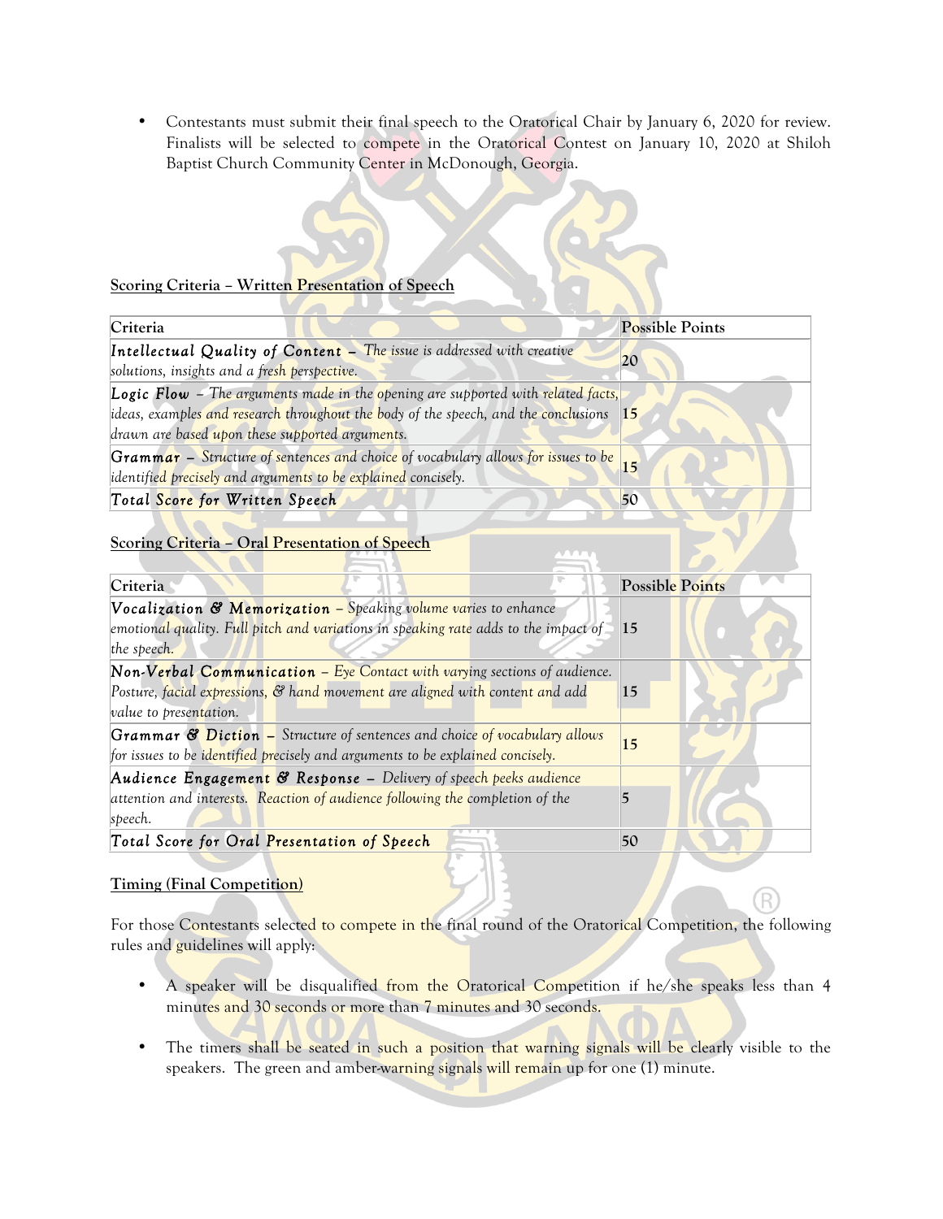- Contestants must submit their final speech to the Oratorical Chair by January 6, 2020 for review. Finalists will be selected to compete in the Oratorical Contest on January 10, 2020 at Shiloh Baptist Church Community Center in McDonough, Georgia.

**Scoring Criteria – Written Presentation of Speech**

| Criteria | Possible Points |
|---|---|
| ***Intellectual Quality of Content*** – *The issue is addressed with creative solutions, insights and a fresh perspective.* | 20 |
| ***Logic Flow*** – *The arguments made in the opening are supported with related facts, ideas, examples and research throughout the body of the speech, and the conclusions drawn are based upon these supported arguments.* | 15 |
| ***Grammar*** – *Structure of sentences and choice of vocabulary allows for issues to be identified precisely and arguments to be explained concisely.* | 15 |
| ***Total Score for Written Speech*** | 50 |

**Scoring Criteria – Oral Presentation of Speech**

| Criteria | Possible Points |
|---|---|
| ***Vocalization & Memorization*** – *Speaking volume varies to enhance emotional quality. Full pitch and variations in speaking rate adds to the impact of the speech.* | 15 |
| ***Non-Verbal Communication*** – *Eye Contact with varying sections of audience. Posture, facial expressions, & hand movement are aligned with content and add value to presentation.* | 15 |
| ***Grammar & Diction*** – *Structure of sentences and choice of vocabulary allows for issues to be identified precisely and arguments to be explained concisely.* | 15 |
| ***Audience Engagement & Response*** – *Delivery of speech peeks audience attention and interests. Reaction of audience following the completion of the speech.* | 5 |
| ***Total Score for Oral Presentation of Speech*** | 50 |

**Timing (Final Competition)**

For those Contestants selected to compete in the final round of the Oratorical Competition, the following rules and guidelines will apply:

- A speaker will be disqualified from the Oratorical Competition if he/she speaks less than 4 minutes and 30 seconds or more than 7 minutes and 30 seconds.
- The timers shall be seated in such a position that warning signals will be clearly visible to the speakers. The green and amber-warning signals will remain up for one (1) minute.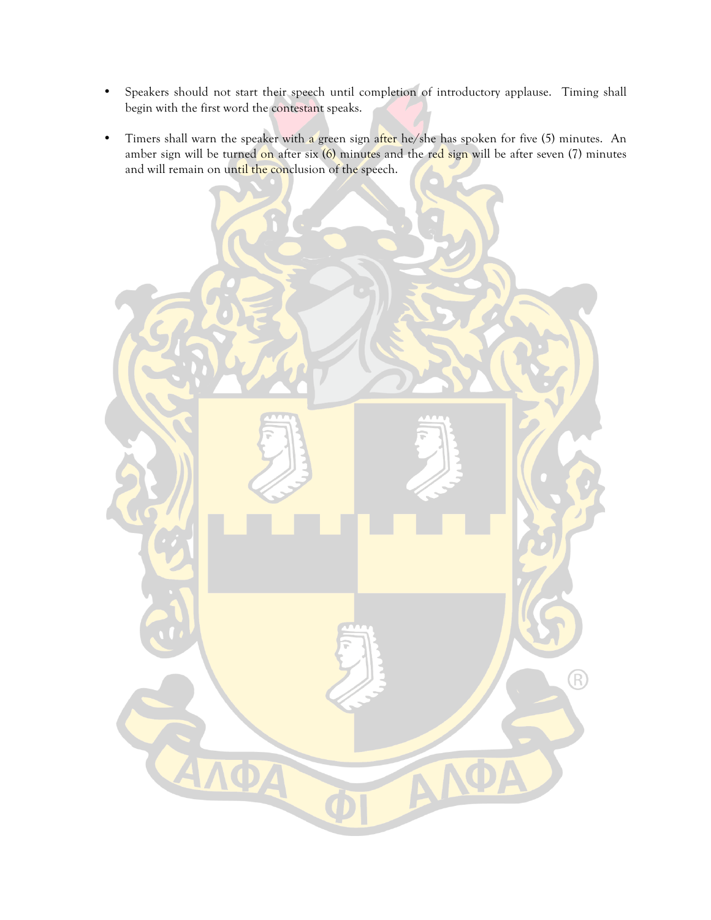- Speakers should not start their speech until completion of introductory applause. Timing shall begin with the first word the contestant speaks.

- Timers shall warn the speaker with a green sign after he/she has spoken for five (5) minutes. An amber sign will be turned on after six (6) minutes and the red sign will be after seven (7) minutes and will remain on until the conclusion of the speech.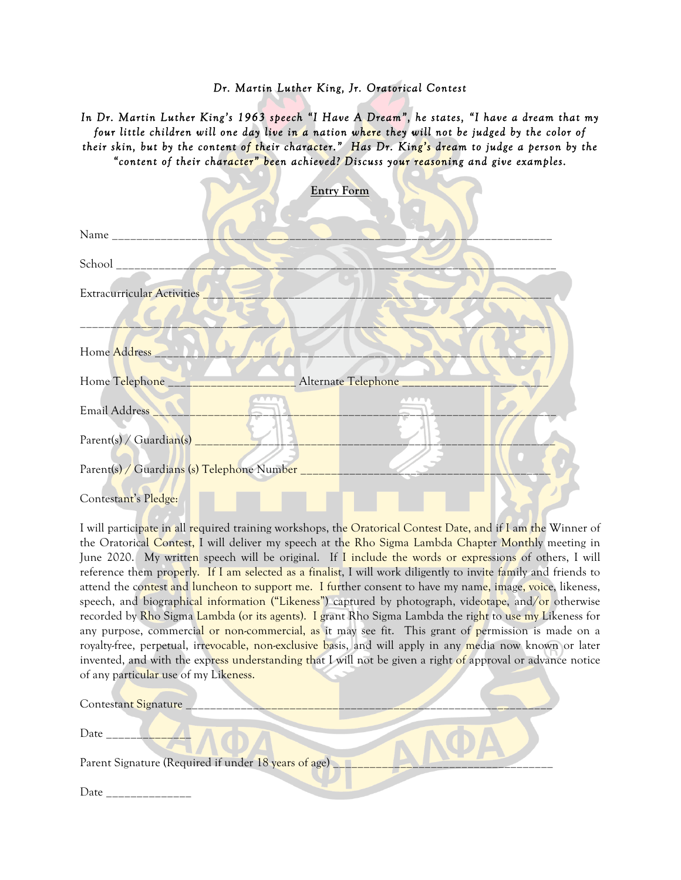*Dr. Martin Luther King, Jr. Oratorical Contest*

*In Dr. Martin Luther King's 1963 speech "I Have A Dream", he states, "I have a dream that my four little children will one day live in a nation where they will not be judged by the color of their skin, but by the content of their character." Has Dr. King's dream to judge a person by the "content of their character" been achieved? Discuss your reasoning and give examples.*

## Entry Form

Name ____________________________________________________________________________

School ___________________________________________________________________________

Extracurricular Activities ___________________________________________________________

__________________________________________________________________________________

Home Address ____________________________________________________________________

Home Telephone ____________________ Alternate Telephone _______________________

Email Address _____________________________________________________________________

Parent(s) / Guardian(s) ______________________________________________________________

Parent(s) / Guardians (s) Telephone Number __________________________________________

Contestant's Pledge:

I will participate in all required training workshops, the Oratorical Contest Date, and if I am the Winner of the Oratorical Contest, I will deliver my speech at the Rho Sigma Lambda Chapter Monthly meeting in June 2020. My written speech will be original. If I include the words or expressions of others, I will reference them properly. If I am selected as a finalist, I will work diligently to invite family and friends to attend the contest and luncheon to support me. I further consent to have my name, image, voice, likeness, speech, and biographical information ("Likeness") captured by photograph, videotape, and/or otherwise recorded by Rho Sigma Lambda (or its agents). I grant Rho Sigma Lambda the right to use my Likeness for any purpose, commercial or non-commercial, as it may see fit. This grant of permission is made on a royalty-free, perpetual, irrevocable, non-exclusive basis, and will apply in any media now known or later invented, and with the express understanding that I will not be given a right of approval or advance notice of any particular use of my Likeness.

Contestant Signature ______________________________________________________________

Date ______________

Parent Signature (Required if under 18 years of age) _____________________________________

Date ______________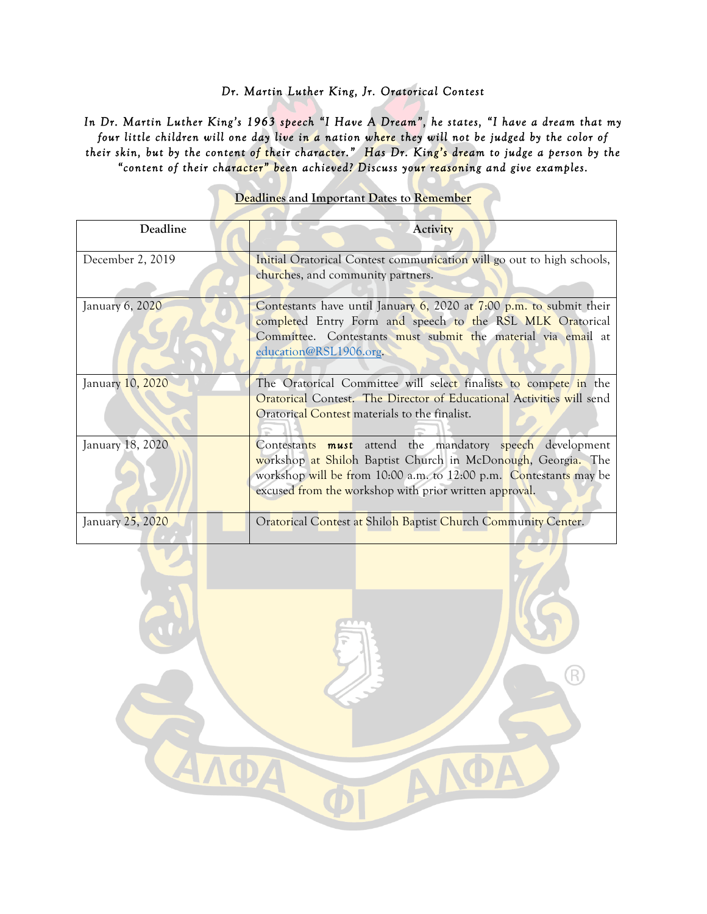*Dr. Martin Luther King, Jr. Oratorical Contest*

*In Dr. Martin Luther King's 1963 speech "I Have A Dream", he states, "I have a dream that my four little children will one day live in a nation where they will not be judged by the color of their skin, but by the content of their character." Has Dr. King's dream to judge a person by the "content of their character" been achieved? Discuss your reasoning and give examples.*

**Deadlines and Important Dates to Remember**

| Deadline | Activity |
|---|---|
| December 2, 2019 | Initial Oratorical Contest communication will go out to high schools, churches, and community partners. |
| January 6, 2020 | Contestants have until January 6, 2020 at 7:00 p.m. to submit their completed Entry Form and speech to the RSL MLK Oratorical Committee. Contestants must submit the material via email at education@RSL1906.org. |
| January 10, 2020 | The Oratorical Committee will select finalists to compete in the Oratorical Contest. The Director of Educational Activities will send Oratorical Contest materials to the finalist. |
| January 18, 2020 | Contestants ***must*** attend the mandatory speech development workshop at Shiloh Baptist Church in McDonough, Georgia. The workshop will be from 10:00 a.m. to 12:00 p.m. Contestants may be excused from the workshop with prior written approval. |
| January 25, 2020 | Oratorical Contest at Shiloh Baptist Church Community Center. |